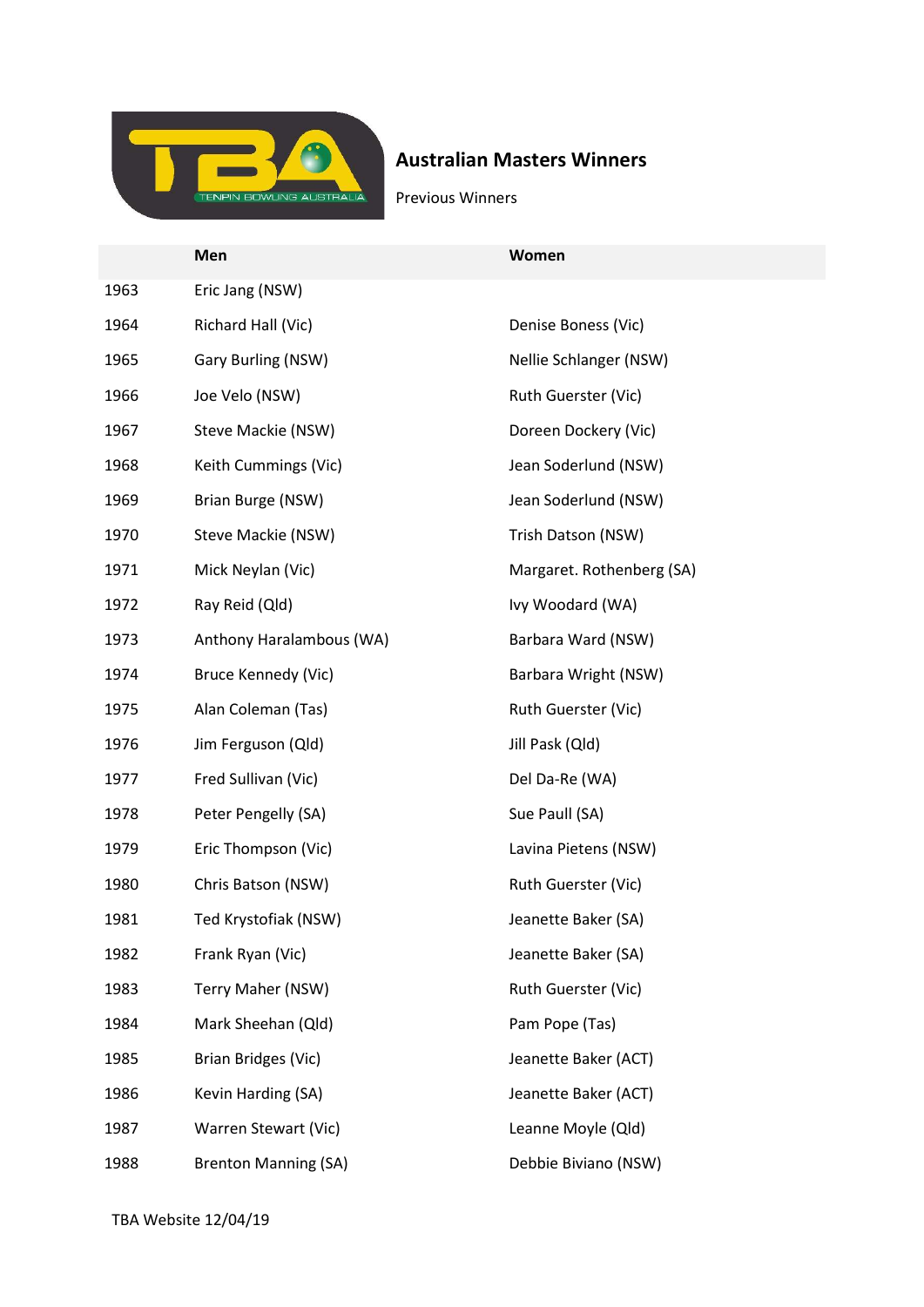# Australian Masters Winners

Previous Winners

| | Men | Women |
|---|---|---|
| 1963 | Eric Jang (NSW) | |
| 1964 | Richard Hall (Vic) | Denise Boness (Vic) |
| 1965 | Gary Burling (NSW) | Nellie Schlanger (NSW) |
| 1966 | Joe Velo (NSW) | Ruth Guerster (Vic) |
| 1967 | Steve Mackie (NSW) | Doreen Dockery (Vic) |
| 1968 | Keith Cummings (Vic) | Jean Soderlund (NSW) |
| 1969 | Brian Burge (NSW) | Jean Soderlund (NSW) |
| 1970 | Steve Mackie (NSW) | Trish Datson (NSW) |
| 1971 | Mick Neylan (Vic) | Margaret. Rothenberg (SA) |
| 1972 | Ray Reid (Qld) | Ivy Woodard (WA) |
| 1973 | Anthony Haralambous (WA) | Barbara Ward (NSW) |
| 1974 | Bruce Kennedy (Vic) | Barbara Wright (NSW) |
| 1975 | Alan Coleman (Tas) | Ruth Guerster (Vic) |
| 1976 | Jim Ferguson (Qld) | Jill Pask (Qld) |
| 1977 | Fred Sullivan (Vic) | Del Da-Re (WA) |
| 1978 | Peter Pengelly (SA) | Sue Paull (SA) |
| 1979 | Eric Thompson (Vic) | Lavina Pietens (NSW) |
| 1980 | Chris Batson (NSW) | Ruth Guerster (Vic) |
| 1981 | Ted Krystofiak (NSW) | Jeanette Baker (SA) |
| 1982 | Frank Ryan (Vic) | Jeanette Baker (SA) |
| 1983 | Terry Maher (NSW) | Ruth Guerster (Vic) |
| 1984 | Mark Sheehan (Qld) | Pam Pope (Tas) |
| 1985 | Brian Bridges (Vic) | Jeanette Baker (ACT) |
| 1986 | Kevin Harding (SA) | Jeanette Baker (ACT) |
| 1987 | Warren Stewart (Vic) | Leanne Moyle (Qld) |
| 1988 | Brenton Manning (SA) | Debbie Biviano (NSW) |

TBA Website 12/04/19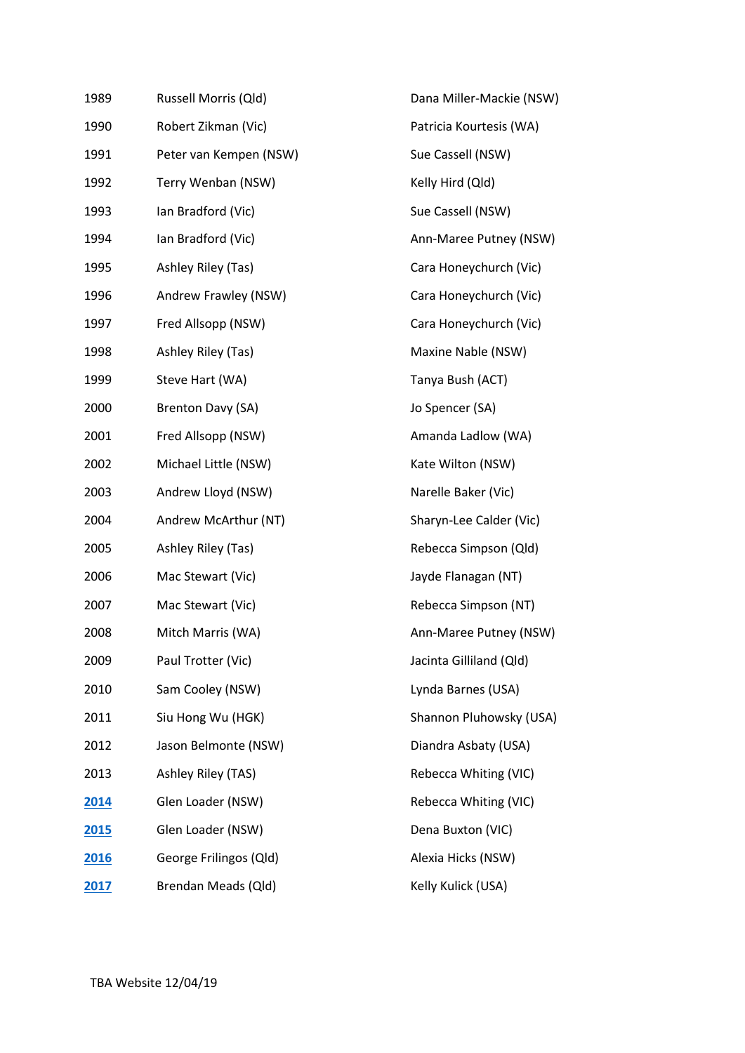| | | |
|---|---|---|
| 1989 | Russell Morris (Qld) | Dana Miller-Mackie (NSW) |
| 1990 | Robert Zikman (Vic) | Patricia Kourtesis (WA) |
| 1991 | Peter van Kempen (NSW) | Sue Cassell (NSW) |
| 1992 | Terry Wenban (NSW) | Kelly Hird (Qld) |
| 1993 | Ian Bradford (Vic) | Sue Cassell (NSW) |
| 1994 | Ian Bradford (Vic) | Ann-Maree Putney (NSW) |
| 1995 | Ashley Riley (Tas) | Cara Honeychurch (Vic) |
| 1996 | Andrew Frawley (NSW) | Cara Honeychurch (Vic) |
| 1997 | Fred Allsopp (NSW) | Cara Honeychurch (Vic) |
| 1998 | Ashley Riley (Tas) | Maxine Nable (NSW) |
| 1999 | Steve Hart (WA) | Tanya Bush (ACT) |
| 2000 | Brenton Davy (SA) | Jo Spencer (SA) |
| 2001 | Fred Allsopp (NSW) | Amanda Ladlow (WA) |
| 2002 | Michael Little (NSW) | Kate Wilton (NSW) |
| 2003 | Andrew Lloyd (NSW) | Narelle Baker (Vic) |
| 2004 | Andrew McArthur (NT) | Sharyn-Lee Calder (Vic) |
| 2005 | Ashley Riley (Tas) | Rebecca Simpson (Qld) |
| 2006 | Mac Stewart (Vic) | Jayde Flanagan (NT) |
| 2007 | Mac Stewart (Vic) | Rebecca Simpson (NT) |
| 2008 | Mitch Marris (WA) | Ann-Maree Putney (NSW) |
| 2009 | Paul Trotter (Vic) | Jacinta Gilliland (Qld) |
| 2010 | Sam Cooley (NSW) | Lynda Barnes (USA) |
| 2011 | Siu Hong Wu (HGK) | Shannon Pluhowsky (USA) |
| 2012 | Jason Belmonte (NSW) | Diandra Asbaty (USA) |
| 2013 | Ashley Riley (TAS) | Rebecca Whiting (VIC) |
| 2014 | Glen Loader (NSW) | Rebecca Whiting (VIC) |
| 2015 | Glen Loader (NSW) | Dena Buxton (VIC) |
| 2016 | George Frilingos (Qld) | Alexia Hicks (NSW) |
| 2017 | Brendan Meads (Qld) | Kelly Kulick (USA) |

TBA Website 12/04/19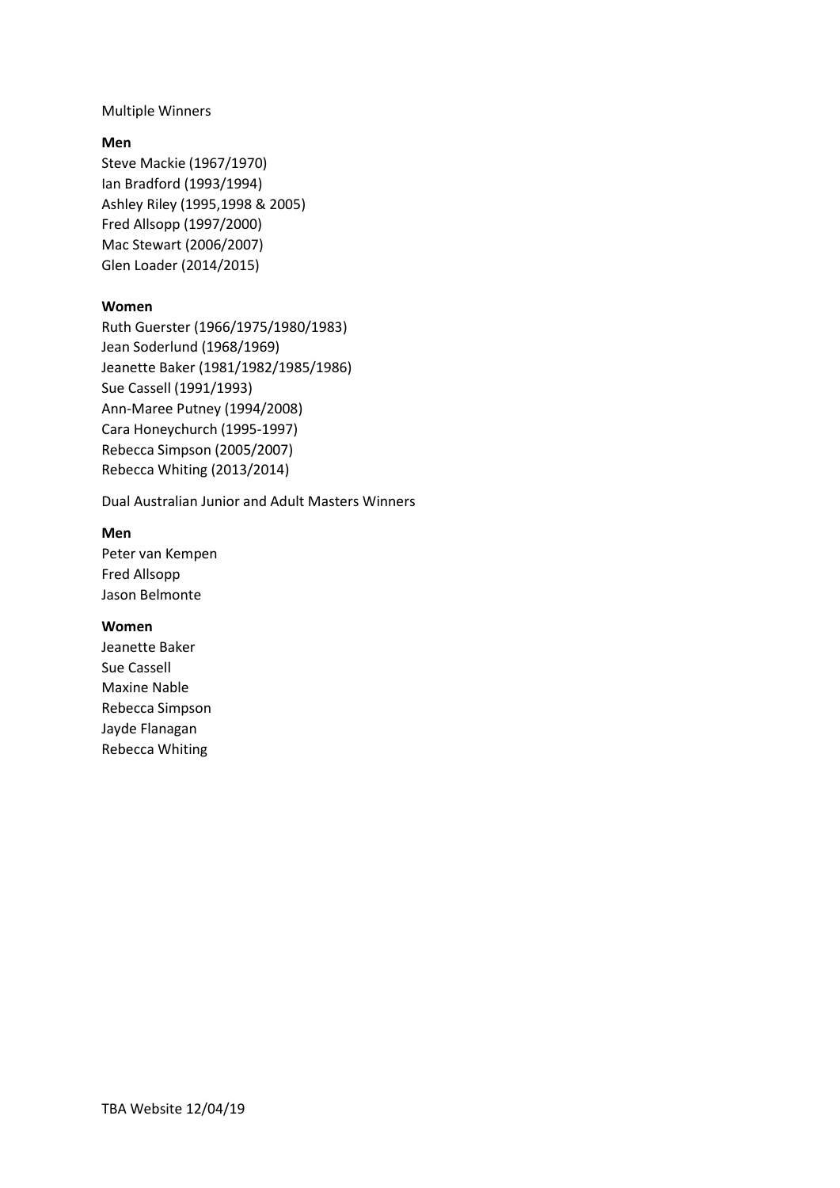Multiple Winners

**Men**

Steve Mackie (1967/1970)
Ian Bradford (1993/1994)
Ashley Riley (1995,1998 & 2005)
Fred Allsopp (1997/2000)
Mac Stewart (2006/2007)
Glen Loader (2014/2015)

**Women**

Ruth Guerster (1966/1975/1980/1983)
Jean Soderlund (1968/1969)
Jeanette Baker (1981/1982/1985/1986)
Sue Cassell (1991/1993)
Ann-Maree Putney (1994/2008)
Cara Honeychurch (1995-1997)
Rebecca Simpson (2005/2007)
Rebecca Whiting (2013/2014)

Dual Australian Junior and Adult Masters Winners

**Men**

Peter van Kempen
Fred Allsopp
Jason Belmonte

**Women**

Jeanette Baker
Sue Cassell
Maxine Nable
Rebecca Simpson
Jayde Flanagan
Rebecca Whiting

TBA Website 12/04/19